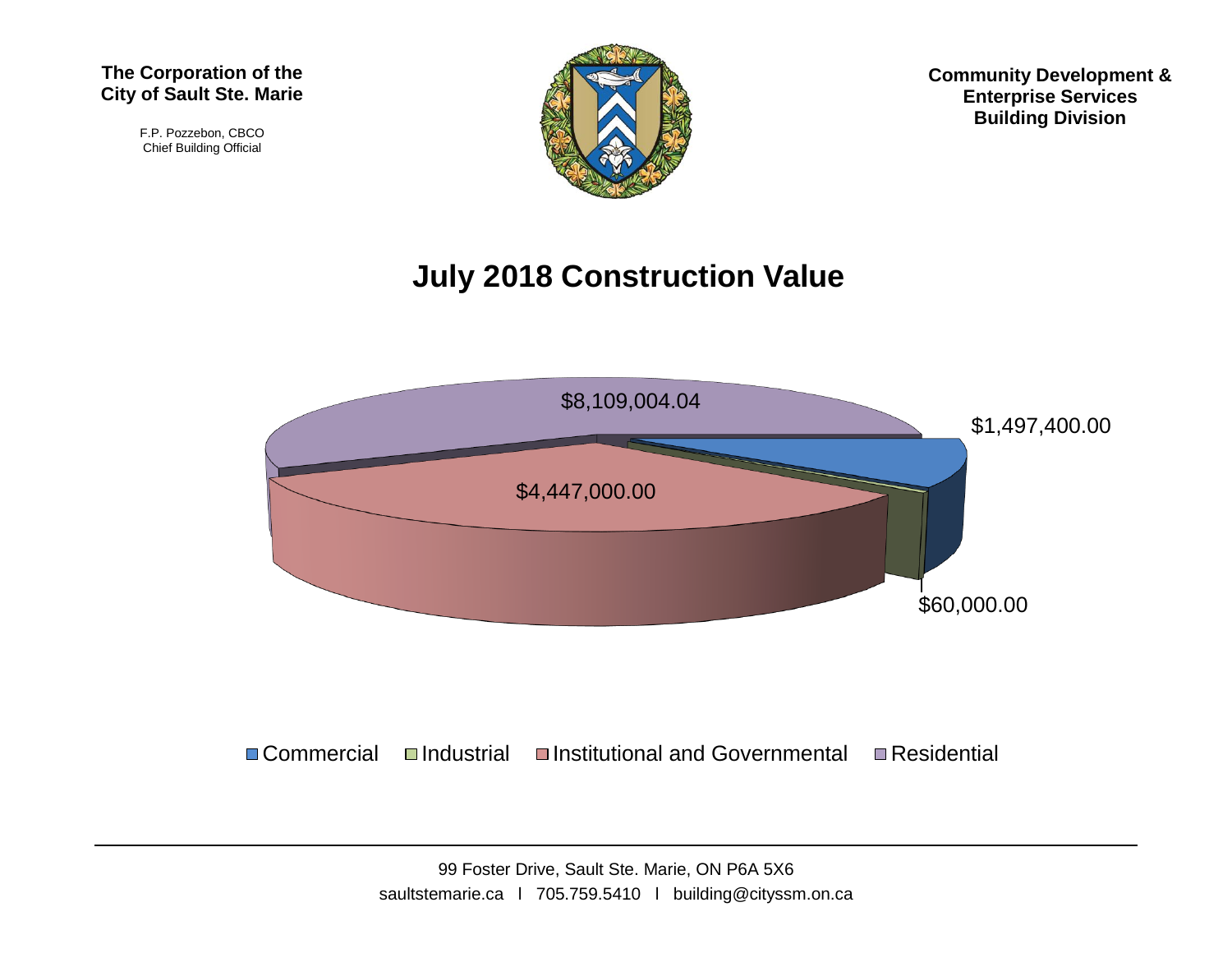**The Corporation of the City of Sault Ste. Marie**

F.P. Pozzebon, CBCO
Chief Building Official

**Community Development & Enterprise Services Building Division**

# July 2018 Construction Value

$8,109,004.04

$1,497,400.00

$4,447,000.00

$60,000.00

Commercial | Industrial | Institutional and Governmental | Residential

---

99 Foster Drive, Sault Ste. Marie, ON P6A 5X6
saultstemarie.ca l 705.759.5410 l building@cityssm.on.ca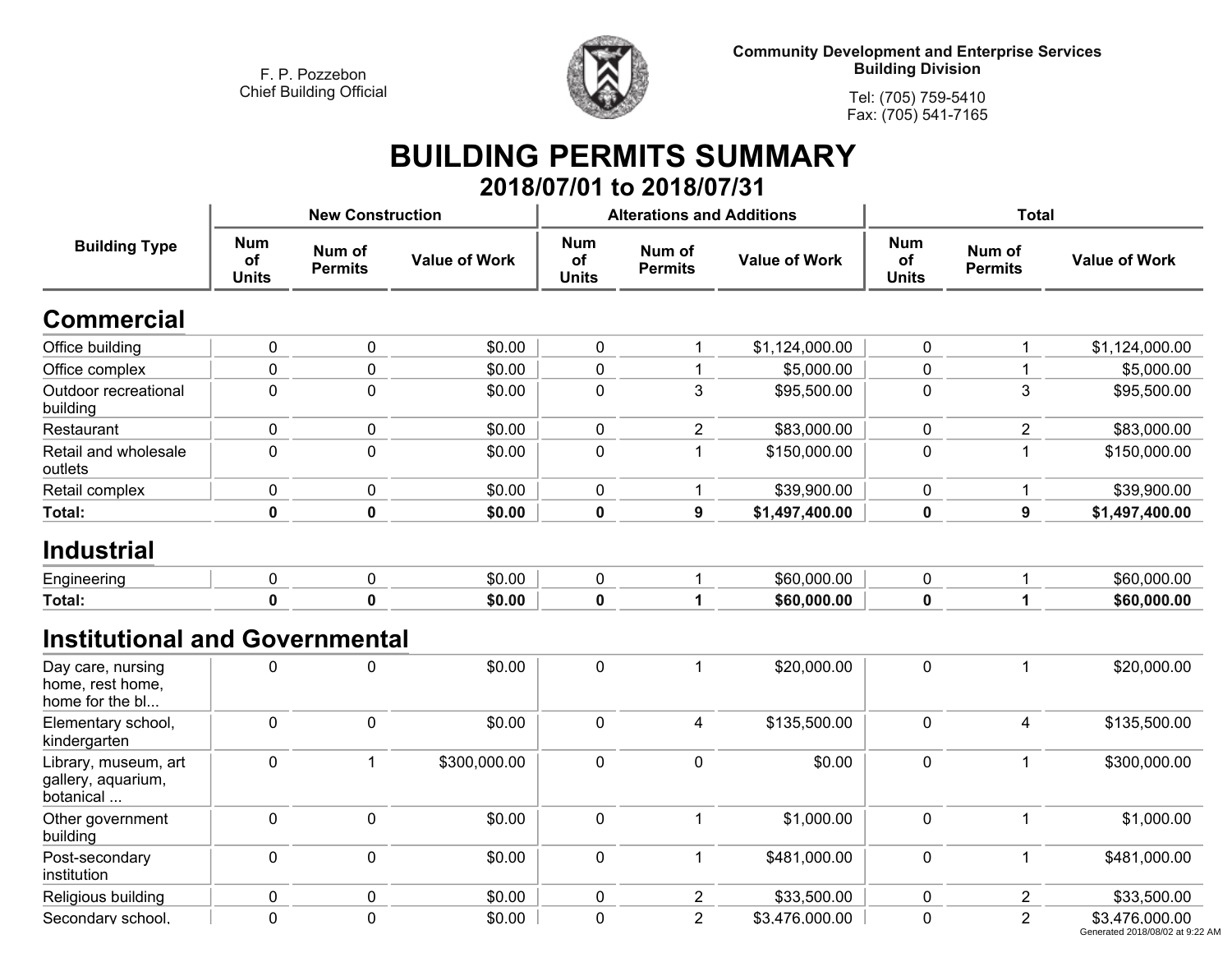F. P. Pozzebon
Chief Building Official

**Community Development and Enterprise Services**
**Building Division**

Tel: (705) 759-5410
Fax: (705) 541-7165

# BUILDING PERMITS SUMMARY

## 2018/07/01 to 2018/07/31

| Building Type | New Construction | | | Alterations and Additions | | | Total | | |
|---|---|---|---|---|---|---|---|---|---|
| | Num of Units | Num of Permits | Value of Work | Num of Units | Num of Permits | Value of Work | Num of Units | Num of Permits | Value of Work |
| **Commercial** | | | | | | | | | |
| Office building | 0 | 0 | $0.00 | 0 | 1 | $1,124,000.00 | 0 | 1 | $1,124,000.00 |
| Office complex | 0 | 0 | $0.00 | 0 | 1 | $5,000.00 | 0 | 1 | $5,000.00 |
| Outdoor recreational building | 0 | 0 | $0.00 | 0 | 3 | $95,500.00 | 0 | 3 | $95,500.00 |
| Restaurant | 0 | 0 | $0.00 | 0 | 2 | $83,000.00 | 0 | 2 | $83,000.00 |
| Retail and wholesale outlets | 0 | 0 | $0.00 | 0 | 1 | $150,000.00 | 0 | 1 | $150,000.00 |
| Retail complex | 0 | 0 | $0.00 | 0 | 1 | $39,900.00 | 0 | 1 | $39,900.00 |
| **Total:** | **0** | **0** | **$0.00** | **0** | **9** | **$1,497,400.00** | **0** | **9** | **$1,497,400.00** |
| **Industrial** | | | | | | | | | |
| Engineering | 0 | 0 | $0.00 | 0 | 1 | $60,000.00 | 0 | 1 | $60,000.00 |
| **Total:** | **0** | **0** | **$0.00** | **0** | **1** | **$60,000.00** | **0** | **1** | **$60,000.00** |
| **Institutional and Governmental** | | | | | | | | | |
| Day care, nursing home, rest home, home for the bl... | 0 | 0 | $0.00 | 0 | 1 | $20,000.00 | 0 | 1 | $20,000.00 |
| Elementary school, kindergarten | 0 | 0 | $0.00 | 0 | 4 | $135,500.00 | 0 | 4 | $135,500.00 |
| Library, museum, art gallery, aquarium, botanical ... | 0 | 1 | $300,000.00 | 0 | 0 | $0.00 | 0 | 1 | $300,000.00 |
| Other government building | 0 | 0 | $0.00 | 0 | 1 | $1,000.00 | 0 | 1 | $1,000.00 |
| Post-secondary institution | 0 | 0 | $0.00 | 0 | 1 | $481,000.00 | 0 | 1 | $481,000.00 |
| Religious building | 0 | 0 | $0.00 | 0 | 2 | $33,500.00 | 0 | 2 | $33,500.00 |
| Secondary school, | 0 | 0 | $0.00 | 0 | 2 | $3,476,000.00 | 0 | 2 | $3,476,000.00 |

Generated 2018/08/02 at 9:22 AM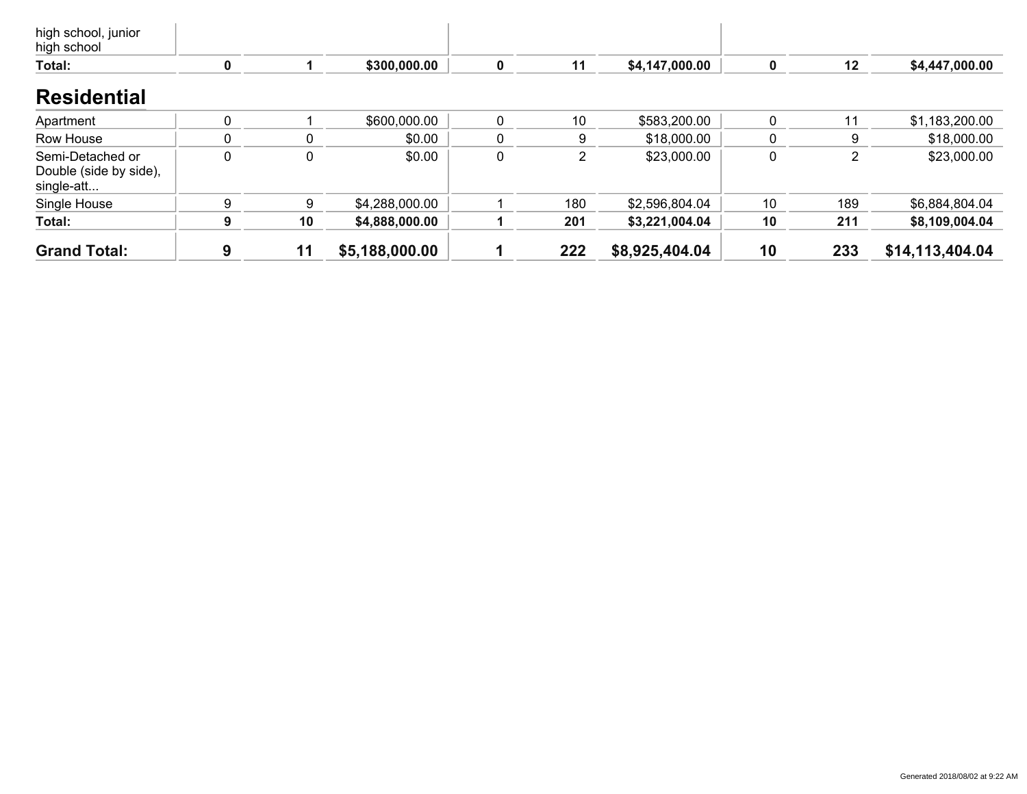| | | | | | | | | | |
|---|---|---|---|---|---|---|---|---|---|
| high school, junior high school | | | | | | | | | |
| **Total:** | **0** | **1** | **$300,000.00** | **0** | **11** | **$4,147,000.00** | **0** | **12** | **$4,447,000.00** |

## Residential

| | | | | | | | | | |
|---|---|---|---|---|---|---|---|---|---|
| Apartment | 0 | 1 | $600,000.00 | 0 | 10 | $583,200.00 | 0 | 11 | $1,183,200.00 |
| Row House | 0 | 0 | $0.00 | 0 | 9 | $18,000.00 | 0 | 9 | $18,000.00 |
| Semi-Detached or Double (side by side), single-att... | 0 | 0 | $0.00 | 0 | 2 | $23,000.00 | 0 | 2 | $23,000.00 |
| Single House | 9 | 9 | $4,288,000.00 | 1 | 180 | $2,596,804.04 | 10 | 189 | $6,884,804.04 |
| **Total:** | **9** | **10** | **$4,888,000.00** | **1** | **201** | **$3,221,004.04** | **10** | **211** | **$8,109,004.04** |
| **Grand Total:** | **9** | **11** | **$5,188,000.00** | **1** | **222** | **$8,925,404.04** | **10** | **233** | **$14,113,404.04** |

Generated 2018/08/02 at 9:22 AM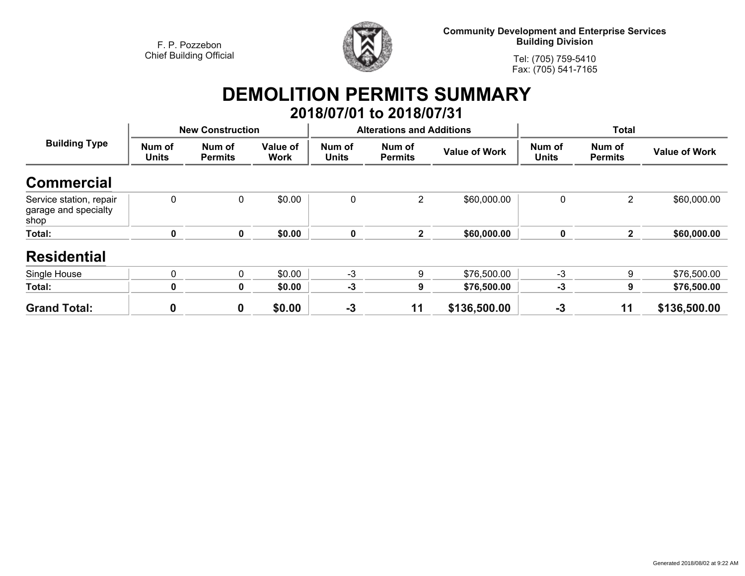F. P. Pozzebon
Chief Building Official

**Community Development and Enterprise Services**
**Building Division**

Tel: (705) 759-5410
Fax: (705) 541-7165

# DEMOLITION PERMITS SUMMARY

## 2018/07/01 to 2018/07/31

| Building Type | New Construction | | | Alterations and Additions | | | Total | | |
|---|---|---|---|---|---|---|---|---|---|
| | Num of Units | Num of Permits | Value of Work | Num of Units | Num of Permits | Value of Work | Num of Units | Num of Permits | Value of Work |
| **Commercial** | | | | | | | | | |
| Service station, repair garage and specialty shop | 0 | 0 | $0.00 | 0 | 2 | $60,000.00 | 0 | 2 | $60,000.00 |
| **Total:** | **0** | **0** | **$0.00** | **0** | **2** | **$60,000.00** | **0** | **2** | **$60,000.00** |
| **Residential** | | | | | | | | | |
| Single House | 0 | 0 | $0.00 | -3 | 9 | $76,500.00 | -3 | 9 | $76,500.00 |
| **Total:** | **0** | **0** | **$0.00** | **-3** | **9** | **$76,500.00** | **-3** | **9** | **$76,500.00** |
| **Grand Total:** | **0** | **0** | **$0.00** | **-3** | **11** | **$136,500.00** | **-3** | **11** | **$136,500.00** |

Generated 2018/08/02 at 9:22 AM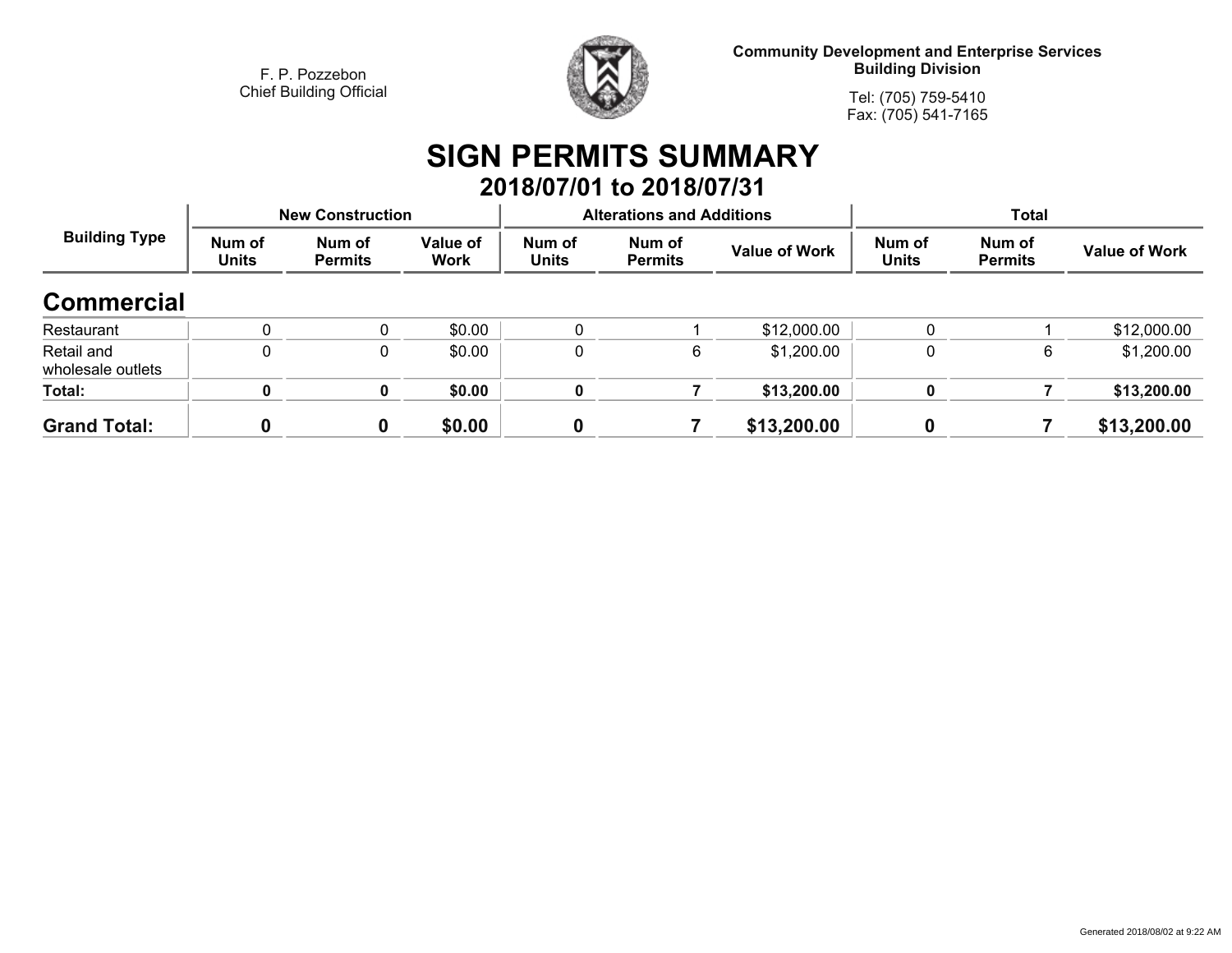F. P. Pozzebon
Chief Building Official

**Community Development and Enterprise Services**
**Building Division**

Tel: (705) 759-5410
Fax: (705) 541-7165

# SIGN PERMITS SUMMARY

## 2018/07/01 to 2018/07/31

| Building Type | New Construction | | | Alterations and Additions | | | Total | | |
|---|---|---|---|---|---|---|---|---|---|
| | Num of Units | Num of Permits | Value of Work | Num of Units | Num of Permits | Value of Work | Num of Units | Num of Permits | Value of Work |
| **Commercial** | | | | | | | | | |
| Restaurant | 0 | 0 | $0.00 | 0 | 1 | $12,000.00 | 0 | 1 | $12,000.00 |
| Retail and wholesale outlets | 0 | 0 | $0.00 | 0 | 6 | $1,200.00 | 0 | 6 | $1,200.00 |
| **Total:** | **0** | **0** | **$0.00** | **0** | **7** | **$13,200.00** | **0** | **7** | **$13,200.00** |
| **Grand Total:** | **0** | **0** | **$0.00** | **0** | **7** | **$13,200.00** | **0** | **7** | **$13,200.00** |

Generated 2018/08/02 at 9:22 AM